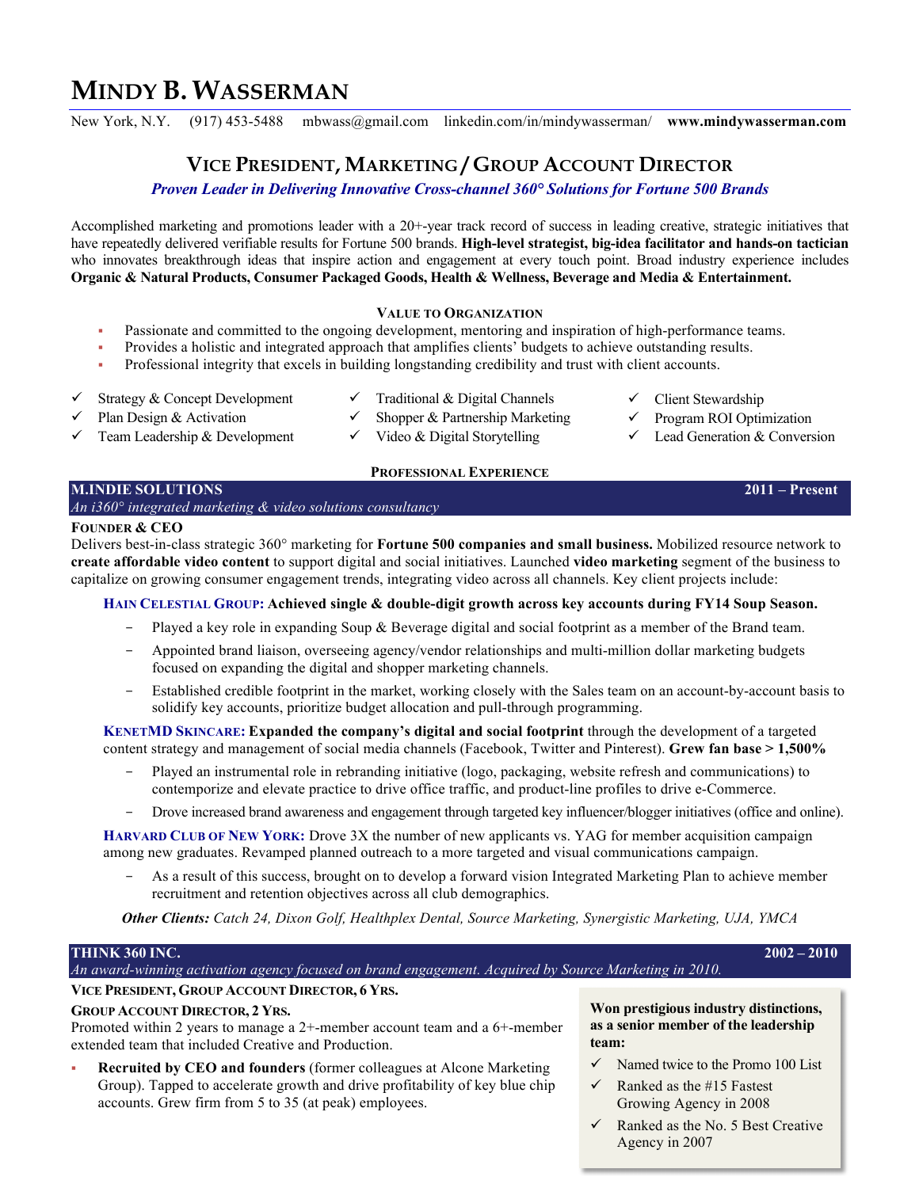# MINDY B. WASSERMAN

New York, N.Y.   (917) 453-5488   mbwass@gmail.com   linkedin.com/in/mindywasserman/   **www.mindywasserman.com**

## VICE PRESIDENT, MARKETING / GROUP ACCOUNT DIRECTOR

***Proven Leader in Delivering Innovative Cross-channel 360° Solutions for Fortune 500 Brands***

Accomplished marketing and promotions leader with a 20+-year track record of success in leading creative, strategic initiatives that have repeatedly delivered verifiable results for Fortune 500 brands. **High-level strategist, big-idea facilitator and hands-on tactician** who innovates breakthrough ideas that inspire action and engagement at every touch point. Broad industry experience includes **Organic & Natural Products, Consumer Packaged Goods, Health & Wellness, Beverage and Media & Entertainment.**

### VALUE TO ORGANIZATION

- Passionate and committed to the ongoing development, mentoring and inspiration of high-performance teams.
- Provides a holistic and integrated approach that amplifies clients' budgets to achieve outstanding results.
- Professional integrity that excels in building longstanding credibility and trust with client accounts.

- ✓ Strategy & Concept Development
- ✓ Plan Design & Activation
- ✓ Team Leadership & Development
- ✓ Traditional & Digital Channels
- ✓ Shopper & Partnership Marketing
- ✓ Video & Digital Storytelling
- ✓ Client Stewardship
- ✓ Program ROI Optimization
- ✓ Lead Generation & Conversion

### PROFESSIONAL EXPERIENCE

**M.INDIE SOLUTIONS** — **2011 – Present**

*An i360° integrated marketing & video solutions consultancy*

**FOUNDER & CEO**

Delivers best-in-class strategic 360° marketing for **Fortune 500 companies and small business.** Mobilized resource network to **create affordable video content** to support digital and social initiatives. Launched **video marketing** segment of the business to capitalize on growing consumer engagement trends, integrating video across all channels. Key client projects include:

**HAIN CELESTIAL GROUP: Achieved single & double-digit growth across key accounts during FY14 Soup Season.**

- Played a key role in expanding Soup & Beverage digital and social footprint as a member of the Brand team.
- Appointed brand liaison, overseeing agency/vendor relationships and multi-million dollar marketing budgets focused on expanding the digital and shopper marketing channels.
- Established credible footprint in the market, working closely with the Sales team on an account-by-account basis to solidify key accounts, prioritize budget allocation and pull-through programming.

**KENETMD SKINCARE: Expanded the company's digital and social footprint** through the development of a targeted content strategy and management of social media channels (Facebook, Twitter and Pinterest). **Grew fan base > 1,500%**

- Played an instrumental role in rebranding initiative (logo, packaging, website refresh and communications) to contemporize and elevate practice to drive office traffic, and product-line profiles to drive e-Commerce.
- Drove increased brand awareness and engagement through targeted key influencer/blogger initiatives (office and online).

**HARVARD CLUB OF NEW YORK:** Drove 3X the number of new applicants vs. YAG for member acquisition campaign among new graduates. Revamped planned outreach to a more targeted and visual communications campaign.

- As a result of this success, brought on to develop a forward vision Integrated Marketing Plan to achieve member recruitment and retention objectives across all club demographics.

***Other Clients:** Catch 24, Dixon Golf, Healthplex Dental, Source Marketing, Synergistic Marketing, UJA, YMCA*

**THINK 360 INC.** — **2002 – 2010**

*An award-winning activation agency focused on brand engagement. Acquired by Source Marketing in 2010.*

**VICE PRESIDENT, GROUP ACCOUNT DIRECTOR, 6 YRS.**

**GROUP ACCOUNT DIRECTOR, 2 YRS.**

Promoted within 2 years to manage a 2+-member account team and a 6+-member extended team that included Creative and Production.

- **Recruited by CEO and founders** (former colleagues at Alcone Marketing Group). Tapped to accelerate growth and drive profitability of key blue chip accounts. Grew firm from 5 to 35 (at peak) employees.

**Won prestigious industry distinctions, as a senior member of the leadership team:**

- ✓ Named twice to the Promo 100 List
- ✓ Ranked as the #15 Fastest Growing Agency in 2008
- ✓ Ranked as the No. 5 Best Creative Agency in 2007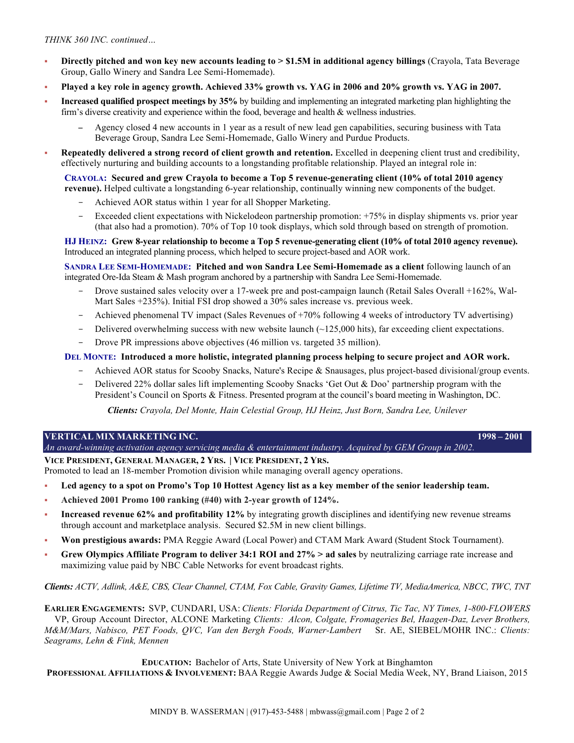*THINK 360 INC. continued…*

- **Directly pitched and won key new accounts leading to > $1.5M in additional agency billings** (Crayola, Tata Beverage Group, Gallo Winery and Sandra Lee Semi-Homemade).
- **Played a key role in agency growth. Achieved 33% growth vs. YAG in 2006 and 20% growth vs. YAG in 2007.**
- **Increased qualified prospect meetings by 35%** by building and implementing an integrated marketing plan highlighting the firm's diverse creativity and experience within the food, beverage and health & wellness industries.
  - Agency closed 4 new accounts in 1 year as a result of new lead gen capabilities, securing business with Tata Beverage Group, Sandra Lee Semi-Homemade, Gallo Winery and Purdue Products.
- **Repeatedly delivered a strong record of client growth and retention.** Excelled in deepening client trust and credibility, effectively nurturing and building accounts to a longstanding profitable relationship. Played an integral role in:

  **CRAYOLA: Secured and grew Crayola to become a Top 5 revenue-generating client (10% of total 2010 agency revenue).** Helped cultivate a longstanding 6-year relationship, continually winning new components of the budget.
  - Achieved AOR status within 1 year for all Shopper Marketing.
  - Exceeded client expectations with Nickelodeon partnership promotion: +75% in display shipments vs. prior year (that also had a promotion). 70% of Top 10 took displays, which sold through based on strength of promotion.

  **HJ HEINZ: Grew 8-year relationship to become a Top 5 revenue-generating client (10% of total 2010 agency revenue).** Introduced an integrated planning process, which helped to secure project-based and AOR work.

  **SANDRA LEE SEMI-HOMEMADE: Pitched and won Sandra Lee Semi-Homemade as a client** following launch of an integrated Ore-Ida Steam & Mash program anchored by a partnership with Sandra Lee Semi-Homemade.
  - Drove sustained sales velocity over a 17-week pre and post-campaign launch (Retail Sales Overall +162%, Wal-Mart Sales +235%). Initial FSI drop showed a 30% sales increase vs. previous week.
  - Achieved phenomenal TV impact (Sales Revenues of +70% following 4 weeks of introductory TV advertising)
  - Delivered overwhelming success with new website launch (~125,000 hits), far exceeding client expectations.
  - Drove PR impressions above objectives (46 million vs. targeted 35 million).

  **DEL MONTE: Introduced a more holistic, integrated planning process helping to secure project and AOR work.**
  - Achieved AOR status for Scooby Snacks, Nature's Recipe & Snausages, plus project-based divisional/group events.
  - Delivered 22% dollar sales lift implementing Scooby Snacks 'Get Out & Doo' partnership program with the President's Council on Sports & Fitness. Presented program at the council's board meeting in Washington, DC.

***Clients:** Crayola, Del Monte, Hain Celestial Group, HJ Heinz, Just Born, Sandra Lee, Unilever*

## VERTICAL MIX MARKETING INC. — 1998 – 2001

*An award-winning activation agency servicing media & entertainment industry. Acquired by GEM Group in 2002.*

**VICE PRESIDENT, GENERAL MANAGER, 2 YRS. | VICE PRESIDENT, 2 YRS.**

Promoted to lead an 18-member Promotion division while managing overall agency operations.

- **Led agency to a spot on Promo's Top 10 Hottest Agency list as a key member of the senior leadership team.**
- **Achieved 2001 Promo 100 ranking (#40) with 2-year growth of 124%.**
- **Increased revenue 62% and profitability 12%** by integrating growth disciplines and identifying new revenue streams through account and marketplace analysis. Secured $2.5M in new client billings.
- **Won prestigious awards:** PMA Reggie Award (Local Power) and CTAM Mark Award (Student Stock Tournament).
- **Grew Olympics Affiliate Program to deliver 34:1 ROI and 27% > ad sales** by neutralizing carriage rate increase and maximizing value paid by NBC Cable Networks for event broadcast rights.

***Clients:** ACTV, Adlink, A&E, CBS, Clear Channel, CTAM, Fox Cable, Gravity Games, Lifetime TV, MediaAmerica, NBCC, TWC, TNT*

**EARLIER ENGAGEMENTS:** SVP, CUNDARI, USA: *Clients: Florida Department of Citrus, Tic Tac, NY Times, 1-800-FLOWERS* VP, Group Account Director, ALCONE Marketing *Clients: Alcon, Colgate, Fromageries Bel, Haagen-Daz, Lever Brothers, M&M/Mars, Nabisco, PET Foods, QVC, Van den Bergh Foods, Warner-Lambert* Sr. AE, SIEBEL/MOHR INC.: *Clients: Seagrams, Lehn & Fink, Mennen*

**EDUCATION:** Bachelor of Arts, State University of New York at Binghamton

**PROFESSIONAL AFFILIATIONS & INVOLVEMENT:** BAA Reggie Awards Judge & Social Media Week, NY, Brand Liaison, 2015

MINDY B. WASSERMAN | (917)-453-5488 | mbwass@gmail.com